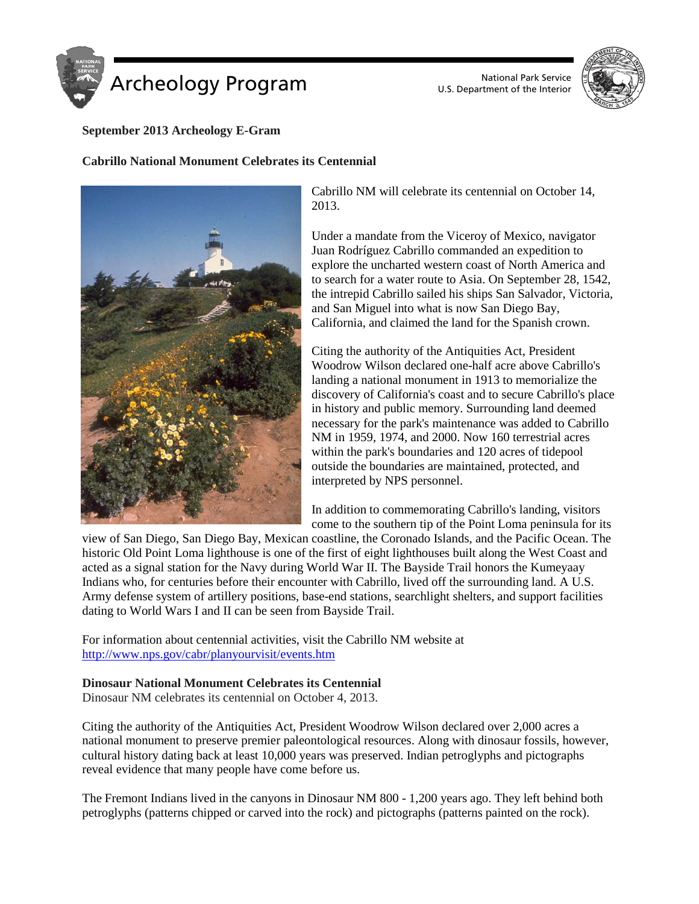**September 2013 Archeology E-Gram**

## Cabrillo National Monument Celebrates its Centennial

Cabrillo NM will celebrate its centennial on October 14, 2013.

Under a mandate from the Viceroy of Mexico, navigator Juan Rodríguez Cabrillo commanded an expedition to explore the uncharted western coast of North America and to search for a water route to Asia. On September 28, 1542, the intrepid Cabrillo sailed his ships San Salvador, Victoria, and San Miguel into what is now San Diego Bay, California, and claimed the land for the Spanish crown.

Citing the authority of the Antiquities Act, President Woodrow Wilson declared one-half acre above Cabrillo's landing a national monument in 1913 to memorialize the discovery of California's coast and to secure Cabrillo's place in history and public memory. Surrounding land deemed necessary for the park's maintenance was added to Cabrillo NM in 1959, 1974, and 2000. Now 160 terrestrial acres within the park's boundaries and 120 acres of tidepool outside the boundaries are maintained, protected, and interpreted by NPS personnel.

In addition to commemorating Cabrillo's landing, visitors come to the southern tip of the Point Loma peninsula for its view of San Diego, San Diego Bay, Mexican coastline, the Coronado Islands, and the Pacific Ocean. The historic Old Point Loma lighthouse is one of the first of eight lighthouses built along the West Coast and acted as a signal station for the Navy during World War II. The Bayside Trail honors the Kumeyaay Indians who, for centuries before their encounter with Cabrillo, lived off the surrounding land. A U.S. Army defense system of artillery positions, base-end stations, searchlight shelters, and support facilities dating to World Wars I and II can be seen from Bayside Trail.

For information about centennial activities, visit the Cabrillo NM website at http://www.nps.gov/cabr/planyourvisit/events.htm

## Dinosaur National Monument Celebrates its Centennial

Dinosaur NM celebrates its centennial on October 4, 2013.

Citing the authority of the Antiquities Act, President Woodrow Wilson declared over 2,000 acres a national monument to preserve premier paleontological resources. Along with dinosaur fossils, however, cultural history dating back at least 10,000 years was preserved. Indian petroglyphs and pictographs reveal evidence that many people have come before us.

The Fremont Indians lived in the canyons in Dinosaur NM 800 - 1,200 years ago. They left behind both petroglyphs (patterns chipped or carved into the rock) and pictographs (patterns painted on the rock).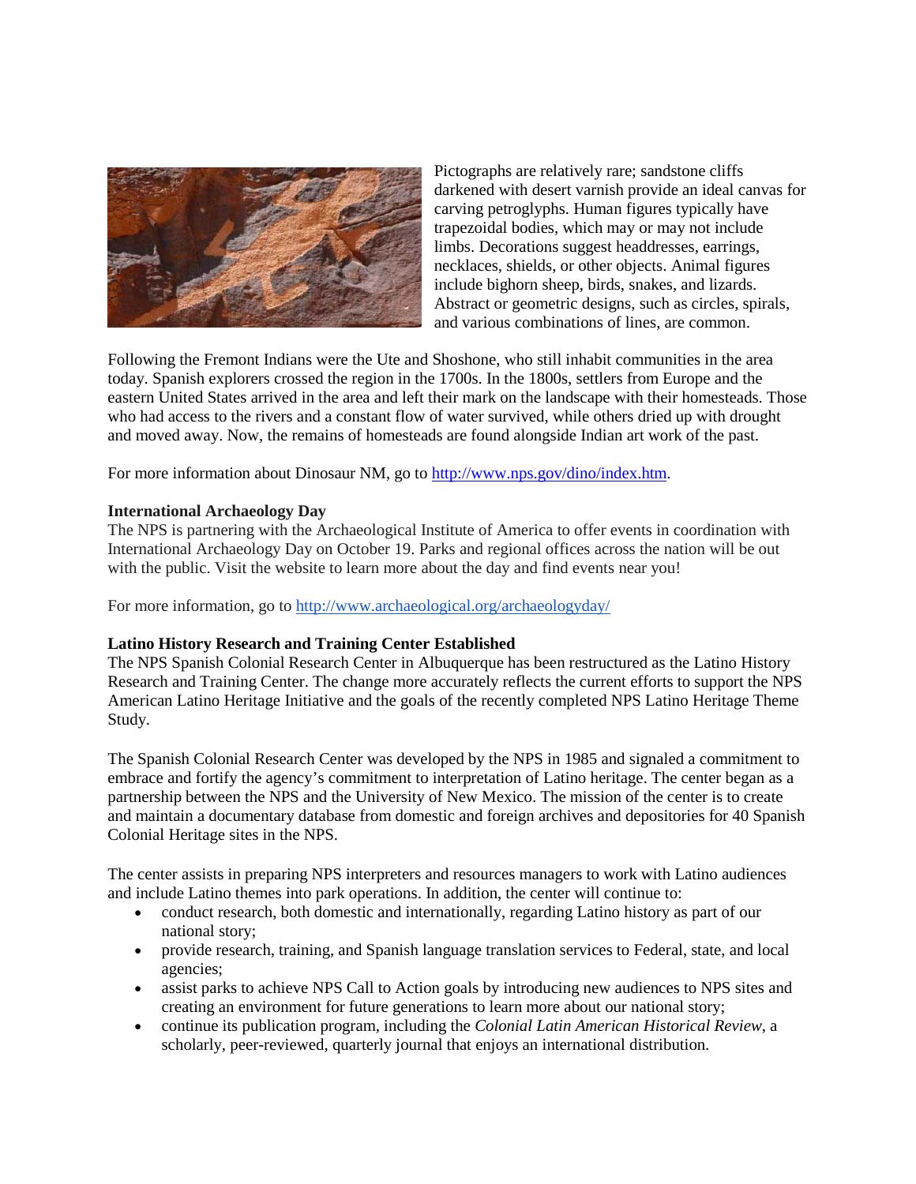Pictographs are relatively rare; sandstone cliffs darkened with desert varnish provide an ideal canvas for carving petroglyphs. Human figures typically have trapezoidal bodies, which may or may not include limbs. Decorations suggest headdresses, earrings, necklaces, shields, or other objects. Animal figures include bighorn sheep, birds, snakes, and lizards. Abstract or geometric designs, such as circles, spirals, and various combinations of lines, are common.

Following the Fremont Indians were the Ute and Shoshone, who still inhabit communities in the area today. Spanish explorers crossed the region in the 1700s. In the 1800s, settlers from Europe and the eastern United States arrived in the area and left their mark on the landscape with their homesteads. Those who had access to the rivers and a constant flow of water survived, while others dried up with drought and moved away. Now, the remains of homesteads are found alongside Indian art work of the past.

For more information about Dinosaur NM, go to [http://www.nps.gov/dino/index.htm](http://www.nps.gov/dino/index.htm).

**International Archaeology Day**

The NPS is partnering with the Archaeological Institute of America to offer events in coordination with International Archaeology Day on October 19. Parks and regional offices across the nation will be out with the public. Visit the website to learn more about the day and find events near you!

For more information, go to [http://www.archaeological.org/archaeologyday/](http://www.archaeological.org/archaeologyday/)

**Latino History Research and Training Center Established**

The NPS Spanish Colonial Research Center in Albuquerque has been restructured as the Latino History Research and Training Center. The change more accurately reflects the current efforts to support the NPS American Latino Heritage Initiative and the goals of the recently completed NPS Latino Heritage Theme Study.

The Spanish Colonial Research Center was developed by the NPS in 1985 and signaled a commitment to embrace and fortify the agency's commitment to interpretation of Latino heritage. The center began as a partnership between the NPS and the University of New Mexico. The mission of the center is to create and maintain a documentary database from domestic and foreign archives and depositories for 40 Spanish Colonial Heritage sites in the NPS.

The center assists in preparing NPS interpreters and resources managers to work with Latino audiences and include Latino themes into park operations. In addition, the center will continue to:

- conduct research, both domestic and internationally, regarding Latino history as part of our national story;
- provide research, training, and Spanish language translation services to Federal, state, and local agencies;
- assist parks to achieve NPS Call to Action goals by introducing new audiences to NPS sites and creating an environment for future generations to learn more about our national story;
- continue its publication program, including the *Colonial Latin American Historical Review*, a scholarly, peer-reviewed, quarterly journal that enjoys an international distribution.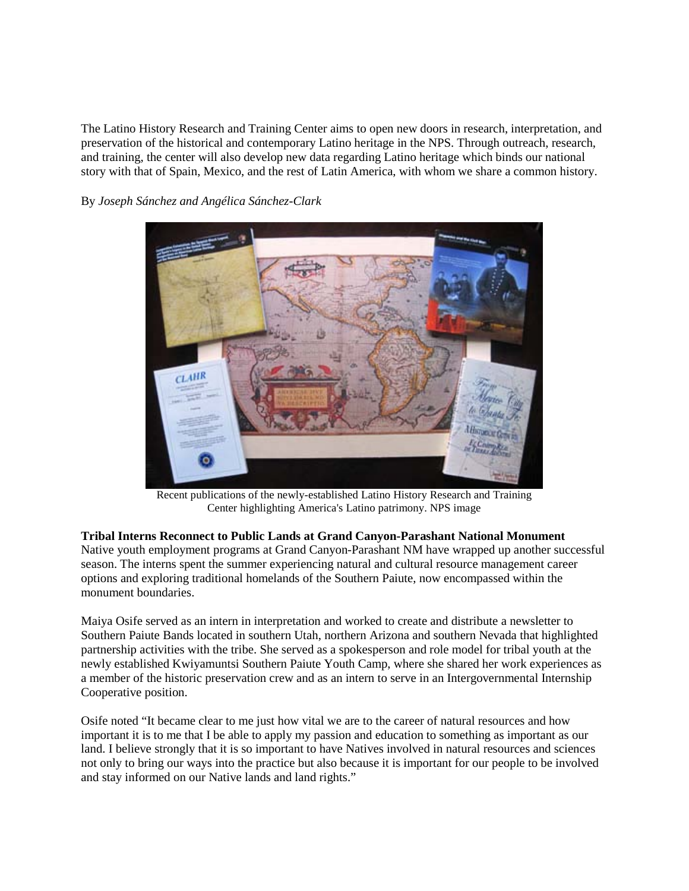The Latino History Research and Training Center aims to open new doors in research, interpretation, and preservation of the historical and contemporary Latino heritage in the NPS. Through outreach, research, and training, the center will also develop new data regarding Latino heritage which binds our national story with that of Spain, Mexico, and the rest of Latin America, with whom we share a common history.

By *Joseph Sánchez and Angélica Sánchez-Clark*

Recent publications of the newly-established Latino History Research and Training Center highlighting America's Latino patrimony. NPS image

**Tribal Interns Reconnect to Public Lands at Grand Canyon-Parashant National Monument**

Native youth employment programs at Grand Canyon-Parashant NM have wrapped up another successful season. The interns spent the summer experiencing natural and cultural resource management career options and exploring traditional homelands of the Southern Paiute, now encompassed within the monument boundaries.

Maiya Osife served as an intern in interpretation and worked to create and distribute a newsletter to Southern Paiute Bands located in southern Utah, northern Arizona and southern Nevada that highlighted partnership activities with the tribe. She served as a spokesperson and role model for tribal youth at the newly established Kwiyamuntsi Southern Paiute Youth Camp, where she shared her work experiences as a member of the historic preservation crew and as an intern to serve in an Intergovernmental Internship Cooperative position.

Osife noted "It became clear to me just how vital we are to the career of natural resources and how important it is to me that I be able to apply my passion and education to something as important as our land. I believe strongly that it is so important to have Natives involved in natural resources and sciences not only to bring our ways into the practice but also because it is important for our people to be involved and stay informed on our Native lands and land rights."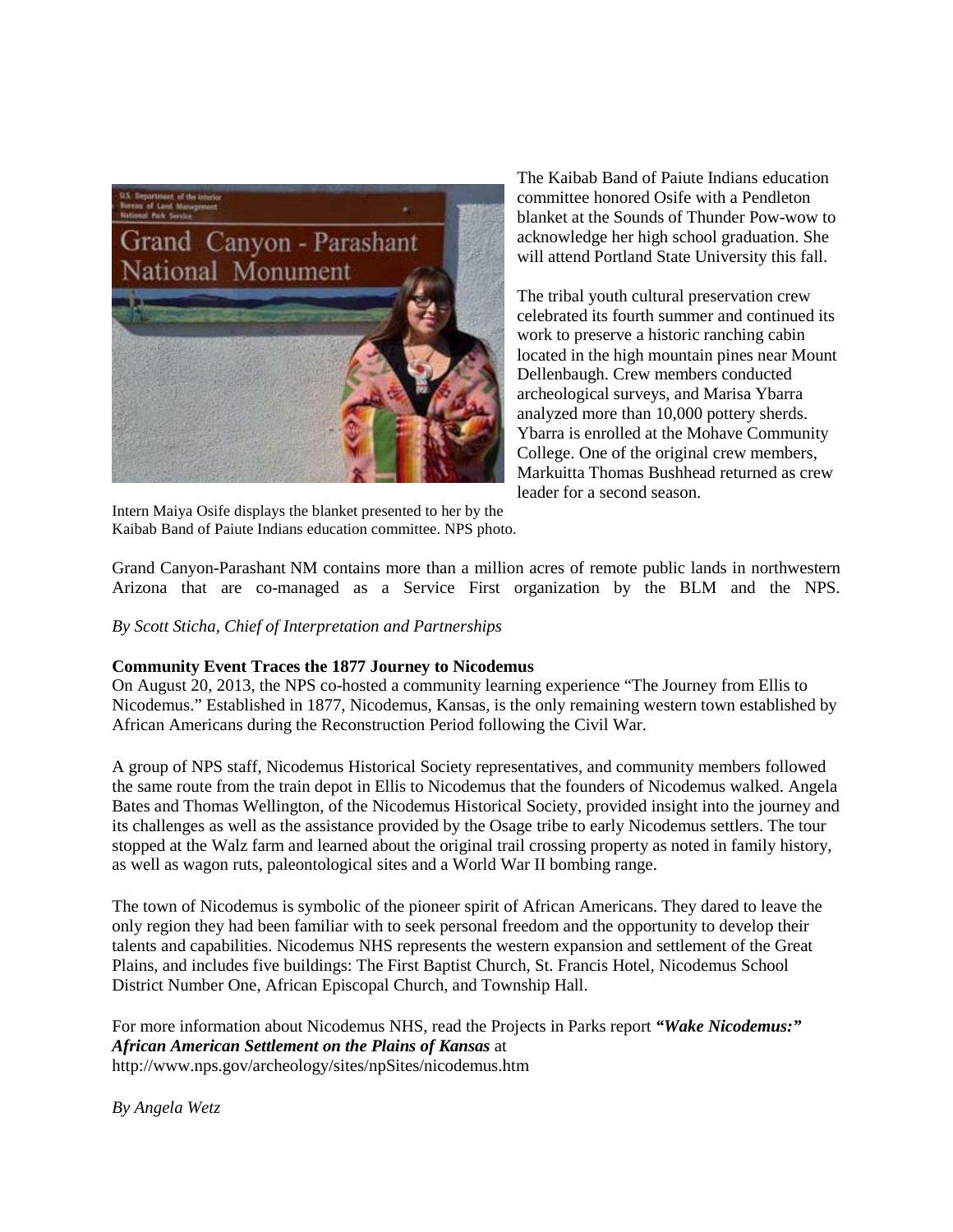Intern Maiya Osife displays the blanket presented to her by the Kaibab Band of Paiute Indians education committee. NPS photo.

The Kaibab Band of Paiute Indians education committee honored Osife with a Pendleton blanket at the Sounds of Thunder Pow-wow to acknowledge her high school graduation. She will attend Portland State University this fall.

The tribal youth cultural preservation crew celebrated its fourth summer and continued its work to preserve a historic ranching cabin located in the high mountain pines near Mount Dellenbaugh. Crew members conducted archeological surveys, and Marisa Ybarra analyzed more than 10,000 pottery sherds. Ybarra is enrolled at the Mohave Community College. One of the original crew members, Markuitta Thomas Bushhead returned as crew leader for a second season.

Grand Canyon-Parashant NM contains more than a million acres of remote public lands in northwestern Arizona that are co-managed as a Service First organization by the BLM and the NPS.

*By Scott Sticha, Chief of Interpretation and Partnerships*

**Community Event Traces the 1877 Journey to Nicodemus**

On August 20, 2013, the NPS co-hosted a community learning experience "The Journey from Ellis to Nicodemus." Established in 1877, Nicodemus, Kansas, is the only remaining western town established by African Americans during the Reconstruction Period following the Civil War.

A group of NPS staff, Nicodemus Historical Society representatives, and community members followed the same route from the train depot in Ellis to Nicodemus that the founders of Nicodemus walked. Angela Bates and Thomas Wellington, of the Nicodemus Historical Society, provided insight into the journey and its challenges as well as the assistance provided by the Osage tribe to early Nicodemus settlers. The tour stopped at the Walz farm and learned about the original trail crossing property as noted in family history, as well as wagon ruts, paleontological sites and a World War II bombing range.

The town of Nicodemus is symbolic of the pioneer spirit of African Americans. They dared to leave the only region they had been familiar with to seek personal freedom and the opportunity to develop their talents and capabilities. Nicodemus NHS represents the western expansion and settlement of the Great Plains, and includes five buildings: The First Baptist Church, St. Francis Hotel, Nicodemus School District Number One, African Episcopal Church, and Township Hall.

For more information about Nicodemus NHS, read the Projects in Parks report ***"Wake Nicodemus:" African American Settlement on the Plains of Kansas*** at http://www.nps.gov/archeology/sites/npSites/nicodemus.htm

*By Angela Wetz*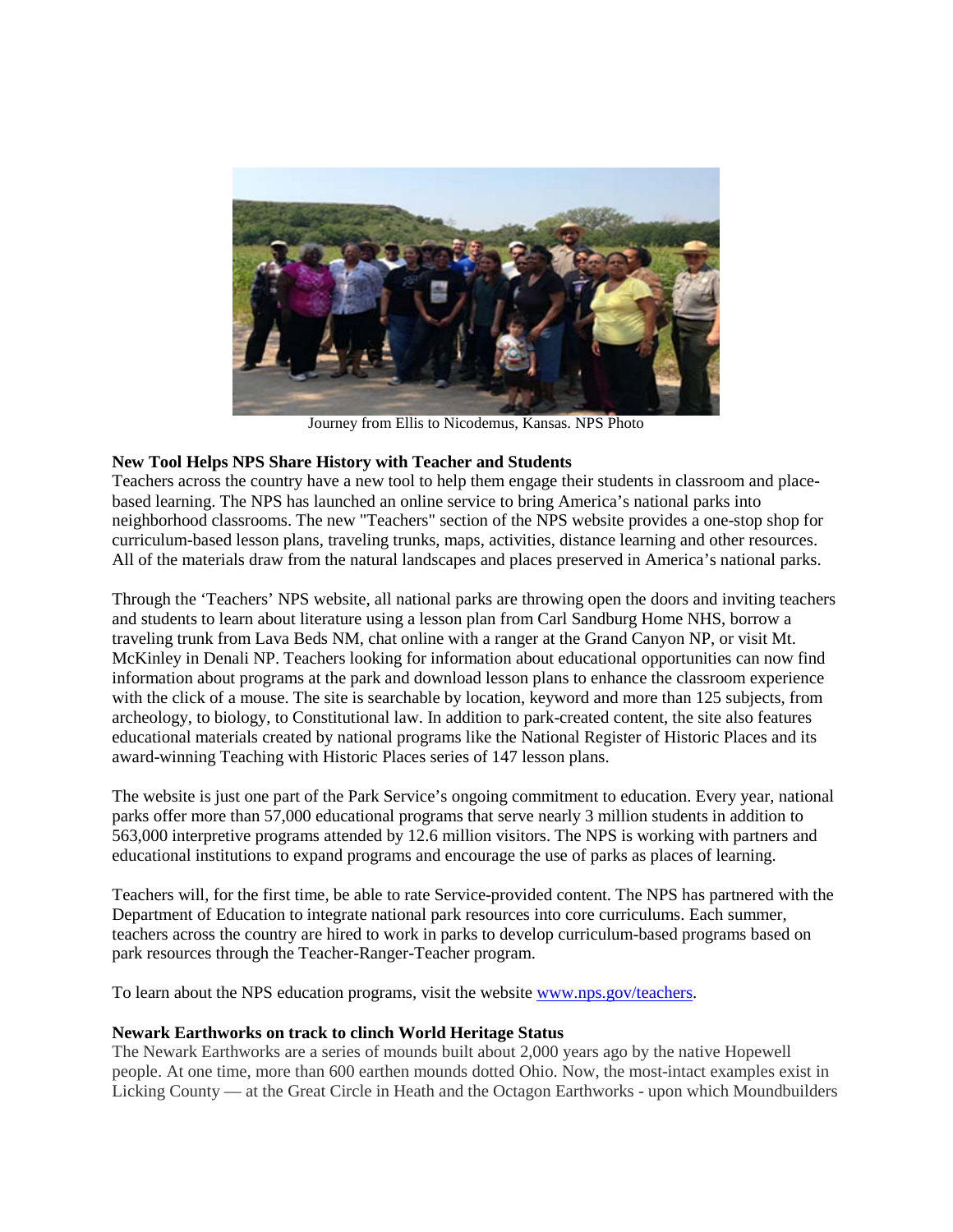Journey from Ellis to Nicodemus, Kansas. NPS Photo

**New Tool Helps NPS Share History with Teacher and Students**

Teachers across the country have a new tool to help them engage their students in classroom and place-based learning. The NPS has launched an online service to bring America's national parks into neighborhood classrooms. The new "Teachers" section of the NPS website provides a one-stop shop for curriculum-based lesson plans, traveling trunks, maps, activities, distance learning and other resources. All of the materials draw from the natural landscapes and places preserved in America's national parks.

Through the 'Teachers' NPS website, all national parks are throwing open the doors and inviting teachers and students to learn about literature using a lesson plan from Carl Sandburg Home NHS, borrow a traveling trunk from Lava Beds NM, chat online with a ranger at the Grand Canyon NP, or visit Mt. McKinley in Denali NP. Teachers looking for information about educational opportunities can now find information about programs at the park and download lesson plans to enhance the classroom experience with the click of a mouse. The site is searchable by location, keyword and more than 125 subjects, from archeology, to biology, to Constitutional law. In addition to park-created content, the site also features educational materials created by national programs like the National Register of Historic Places and its award-winning Teaching with Historic Places series of 147 lesson plans.

The website is just one part of the Park Service's ongoing commitment to education. Every year, national parks offer more than 57,000 educational programs that serve nearly 3 million students in addition to 563,000 interpretive programs attended by 12.6 million visitors. The NPS is working with partners and educational institutions to expand programs and encourage the use of parks as places of learning.

Teachers will, for the first time, be able to rate Service-provided content. The NPS has partnered with the Department of Education to integrate national park resources into core curriculums. Each summer, teachers across the country are hired to work in parks to develop curriculum-based programs based on park resources through the Teacher-Ranger-Teacher program.

To learn about the NPS education programs, visit the website www.nps.gov/teachers.

**Newark Earthworks on track to clinch World Heritage Status**

The Newark Earthworks are a series of mounds built about 2,000 years ago by the native Hopewell people. At one time, more than 600 earthen mounds dotted Ohio. Now, the most-intact examples exist in Licking County — at the Great Circle in Heath and the Octagon Earthworks - upon which Moundbuilders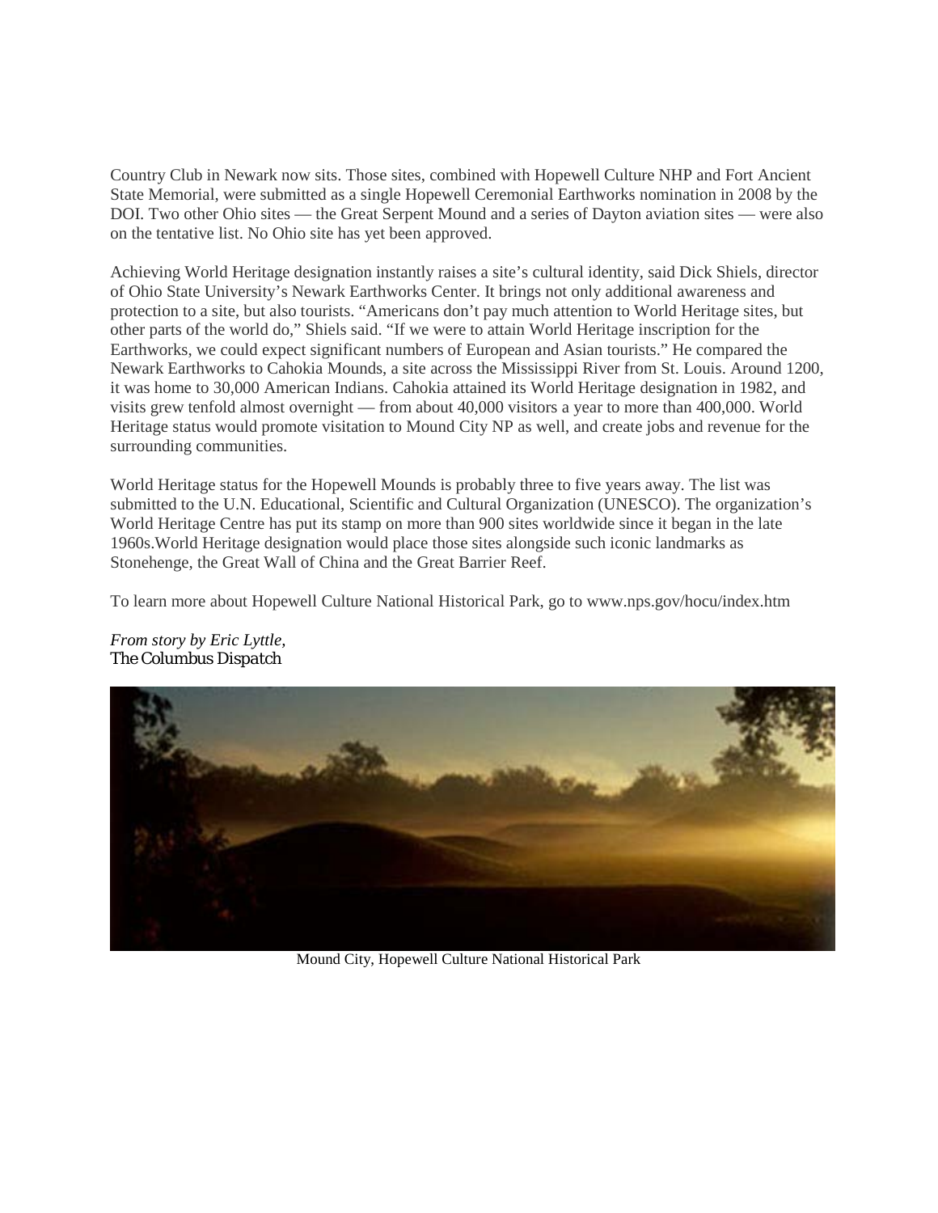Country Club in Newark now sits. Those sites, combined with Hopewell Culture NHP and Fort Ancient State Memorial, were submitted as a single Hopewell Ceremonial Earthworks nomination in 2008 by the DOI. Two other Ohio sites — the Great Serpent Mound and a series of Dayton aviation sites — were also on the tentative list. No Ohio site has yet been approved.

Achieving World Heritage designation instantly raises a site's cultural identity, said Dick Shiels, director of Ohio State University's Newark Earthworks Center. It brings not only additional awareness and protection to a site, but also tourists. "Americans don't pay much attention to World Heritage sites, but other parts of the world do," Shiels said. "If we were to attain World Heritage inscription for the Earthworks, we could expect significant numbers of European and Asian tourists." He compared the Newark Earthworks to Cahokia Mounds, a site across the Mississippi River from St. Louis. Around 1200, it was home to 30,000 American Indians. Cahokia attained its World Heritage designation in 1982, and visits grew tenfold almost overnight — from about 40,000 visitors a year to more than 400,000. World Heritage status would promote visitation to Mound City NP as well, and create jobs and revenue for the surrounding communities.

World Heritage status for the Hopewell Mounds is probably three to five years away. The list was submitted to the U.N. Educational, Scientific and Cultural Organization (UNESCO). The organization's World Heritage Centre has put its stamp on more than 900 sites worldwide since it began in the late 1960s.World Heritage designation would place those sites alongside such iconic landmarks as Stonehenge, the Great Wall of China and the Great Barrier Reef.

To learn more about Hopewell Culture National Historical Park, go to www.nps.gov/hocu/index.htm

*From story by Eric Lyttle,*
The Columbus Dispatch

Mound City, Hopewell Culture National Historical Park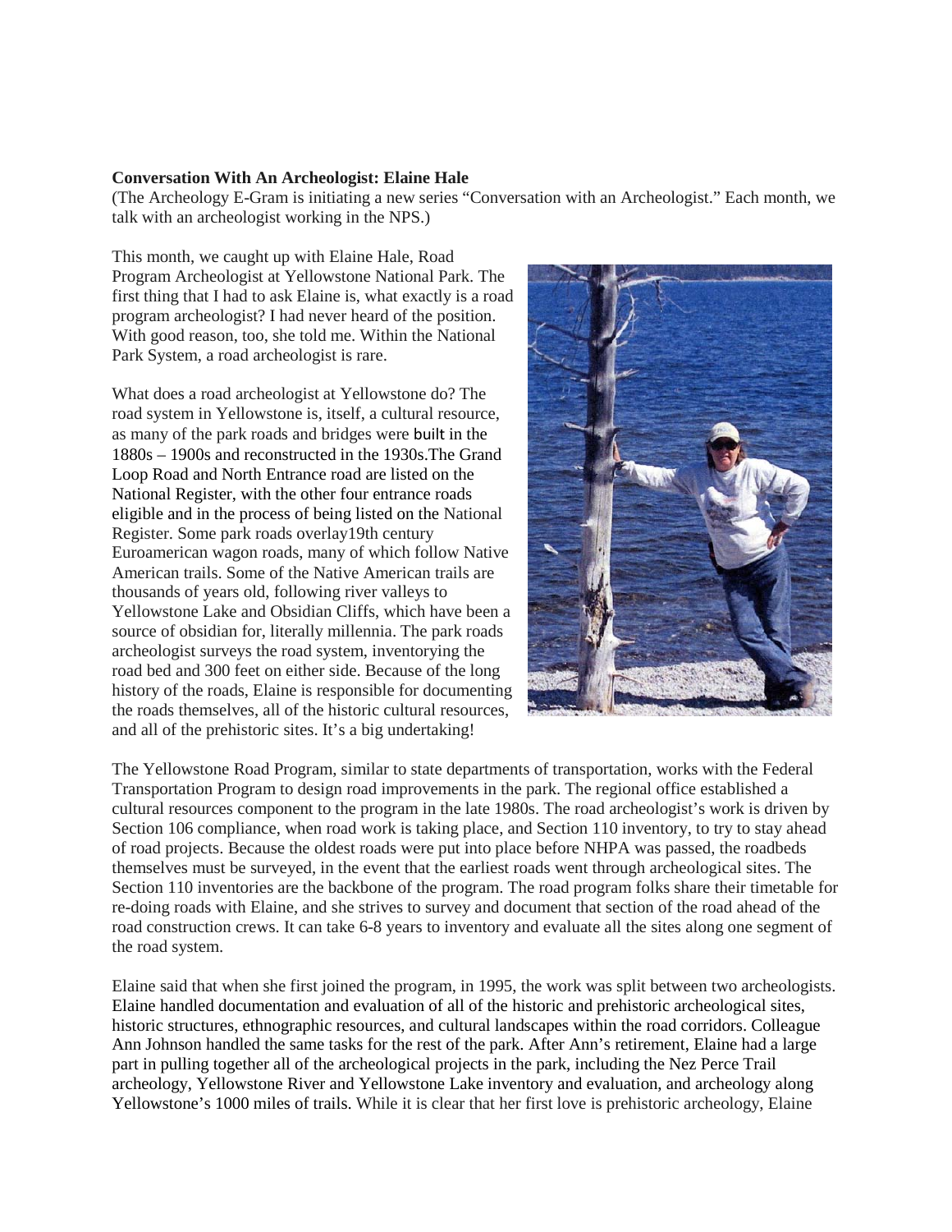**Conversation With An Archeologist: Elaine Hale**

(The Archeology E-Gram is initiating a new series "Conversation with an Archeologist." Each month, we talk with an archeologist working in the NPS.)

This month, we caught up with Elaine Hale, Road Program Archeologist at Yellowstone National Park. The first thing that I had to ask Elaine is, what exactly is a road program archeologist? I had never heard of the position. With good reason, too, she told me. Within the National Park System, a road archeologist is rare.

What does a road archeologist at Yellowstone do? The road system in Yellowstone is, itself, a cultural resource, as many of the park roads and bridges were built in the 1880s – 1900s and reconstructed in the 1930s.The Grand Loop Road and North Entrance road are listed on the National Register, with the other four entrance roads eligible and in the process of being listed on the National Register. Some park roads overlay19th century Euroamerican wagon roads, many of which follow Native American trails. Some of the Native American trails are thousands of years old, following river valleys to Yellowstone Lake and Obsidian Cliffs, which have been a source of obsidian for, literally millennia. The park roads archeologist surveys the road system, inventorying the road bed and 300 feet on either side. Because of the long history of the roads, Elaine is responsible for documenting the roads themselves, all of the historic cultural resources, and all of the prehistoric sites. It's a big undertaking!

The Yellowstone Road Program, similar to state departments of transportation, works with the Federal Transportation Program to design road improvements in the park. The regional office established a cultural resources component to the program in the late 1980s. The road archeologist's work is driven by Section 106 compliance, when road work is taking place, and Section 110 inventory, to try to stay ahead of road projects. Because the oldest roads were put into place before NHPA was passed, the roadbeds themselves must be surveyed, in the event that the earliest roads went through archeological sites. The Section 110 inventories are the backbone of the program. The road program folks share their timetable for re-doing roads with Elaine, and she strives to survey and document that section of the road ahead of the road construction crews. It can take 6-8 years to inventory and evaluate all the sites along one segment of the road system.

Elaine said that when she first joined the program, in 1995, the work was split between two archeologists. Elaine handled documentation and evaluation of all of the historic and prehistoric archeological sites, historic structures, ethnographic resources, and cultural landscapes within the road corridors. Colleague Ann Johnson handled the same tasks for the rest of the park. After Ann's retirement, Elaine had a large part in pulling together all of the archeological projects in the park, including the Nez Perce Trail archeology, Yellowstone River and Yellowstone Lake inventory and evaluation, and archeology along Yellowstone's 1000 miles of trails. While it is clear that her first love is prehistoric archeology, Elaine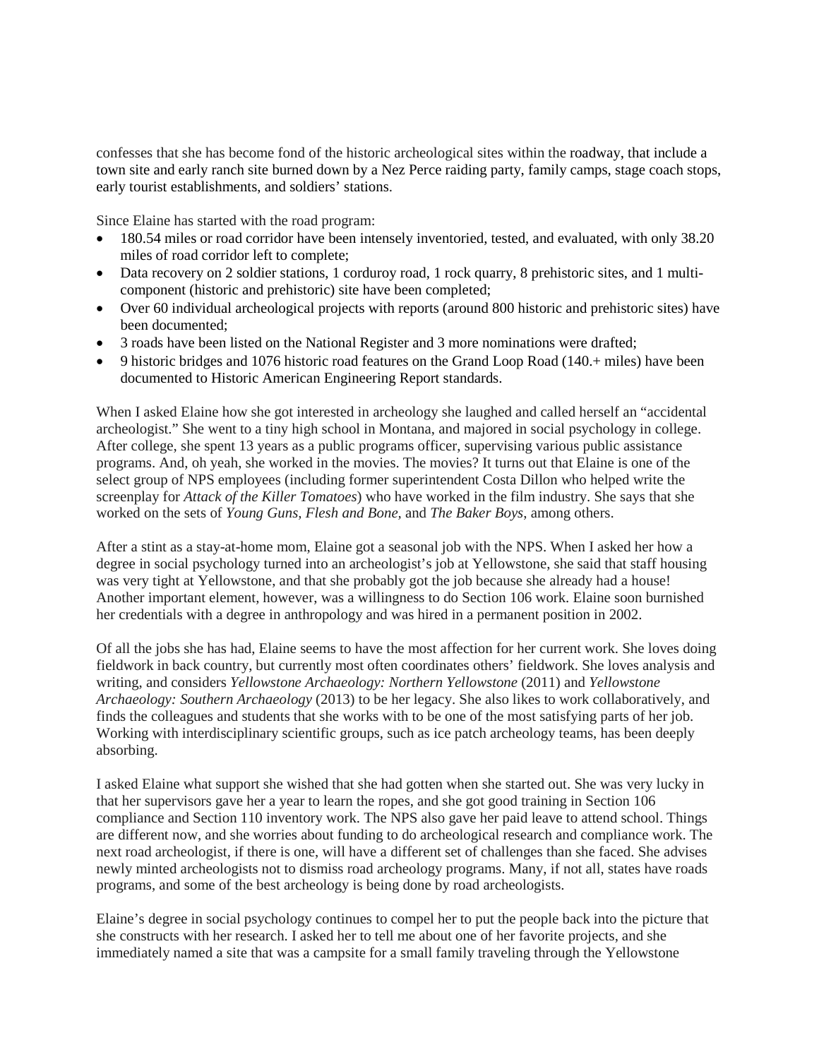confesses that she has become fond of the historic archeological sites within the roadway, that include a town site and early ranch site burned down by a Nez Perce raiding party, family camps, stage coach stops, early tourist establishments, and soldiers' stations.

Since Elaine has started with the road program:

- 180.54 miles or road corridor have been intensely inventoried, tested, and evaluated, with only 38.20 miles of road corridor left to complete;
- Data recovery on 2 soldier stations, 1 corduroy road, 1 rock quarry, 8 prehistoric sites, and 1 multi-component (historic and prehistoric) site have been completed;
- Over 60 individual archeological projects with reports (around 800 historic and prehistoric sites) have been documented;
- 3 roads have been listed on the National Register and 3 more nominations were drafted;
- 9 historic bridges and 1076 historic road features on the Grand Loop Road (140.+ miles) have been documented to Historic American Engineering Report standards.

When I asked Elaine how she got interested in archeology she laughed and called herself an "accidental archeologist." She went to a tiny high school in Montana, and majored in social psychology in college. After college, she spent 13 years as a public programs officer, supervising various public assistance programs. And, oh yeah, she worked in the movies. The movies? It turns out that Elaine is one of the select group of NPS employees (including former superintendent Costa Dillon who helped write the screenplay for *Attack of the Killer Tomatoes*) who have worked in the film industry. She says that she worked on the sets of *Young Guns, Flesh and Bone,* and *The Baker Boys*, among others.

After a stint as a stay-at-home mom, Elaine got a seasonal job with the NPS. When I asked her how a degree in social psychology turned into an archeologist's job at Yellowstone, she said that staff housing was very tight at Yellowstone, and that she probably got the job because she already had a house! Another important element, however, was a willingness to do Section 106 work. Elaine soon burnished her credentials with a degree in anthropology and was hired in a permanent position in 2002.

Of all the jobs she has had, Elaine seems to have the most affection for her current work. She loves doing fieldwork in back country, but currently most often coordinates others' fieldwork. She loves analysis and writing, and considers *Yellowstone Archaeology: Northern Yellowstone* (2011) and *Yellowstone Archaeology: Southern Archaeology* (2013) to be her legacy. She also likes to work collaboratively, and finds the colleagues and students that she works with to be one of the most satisfying parts of her job. Working with interdisciplinary scientific groups, such as ice patch archeology teams, has been deeply absorbing.

I asked Elaine what support she wished that she had gotten when she started out. She was very lucky in that her supervisors gave her a year to learn the ropes, and she got good training in Section 106 compliance and Section 110 inventory work. The NPS also gave her paid leave to attend school. Things are different now, and she worries about funding to do archeological research and compliance work. The next road archeologist, if there is one, will have a different set of challenges than she faced. She advises newly minted archeologists not to dismiss road archeology programs. Many, if not all, states have roads programs, and some of the best archeology is being done by road archeologists.

Elaine's degree in social psychology continues to compel her to put the people back into the picture that she constructs with her research. I asked her to tell me about one of her favorite projects, and she immediately named a site that was a campsite for a small family traveling through the Yellowstone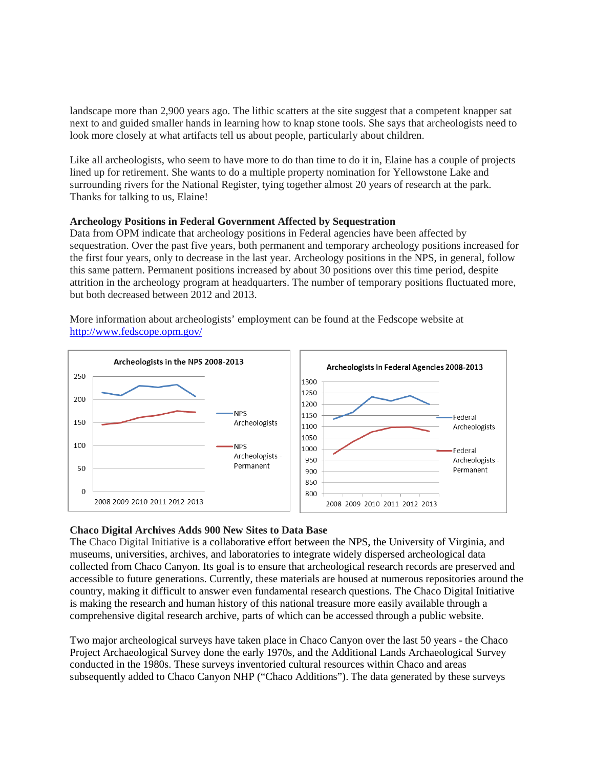landscape more than 2,900 years ago. The lithic scatters at the site suggest that a competent knapper sat next to and guided smaller hands in learning how to knap stone tools. She says that archeologists need to look more closely at what artifacts tell us about people, particularly about children.

Like all archeologists, who seem to have more to do than time to do it in, Elaine has a couple of projects lined up for retirement. She wants to do a multiple property nomination for Yellowstone Lake and surrounding rivers for the National Register, tying together almost 20 years of research at the park. Thanks for talking to us, Elaine!

**Archeology Positions in Federal Government Affected by Sequestration**

Data from OPM indicate that archeology positions in Federal agencies have been affected by sequestration. Over the past five years, both permanent and temporary archeology positions increased for the first four years, only to decrease in the last year. Archeology positions in the NPS, in general, follow this same pattern. Permanent positions increased by about 30 positions over this time period, despite attrition in the archeology program at headquarters. The number of temporary positions fluctuated more, but both decreased between 2012 and 2013.

More information about archeologists' employment can be found at the Fedscope website at http://www.fedscope.opm.gov/

Archeologists in the NPS 2008-2013

Archeologists in Federal Agencies 2008-2013

**Chaco Digital Archives Adds 900 New Sites to Data Base**

The Chaco Digital Initiative is a collaborative effort between the NPS, the University of Virginia, and museums, universities, archives, and laboratories to integrate widely dispersed archeological data collected from Chaco Canyon. Its goal is to ensure that archeological research records are preserved and accessible to future generations. Currently, these materials are housed at numerous repositories around the country, making it difficult to answer even fundamental research questions. The Chaco Digital Initiative is making the research and human history of this national treasure more easily available through a comprehensive digital research archive, parts of which can be accessed through a public website.

Two major archeological surveys have taken place in Chaco Canyon over the last 50 years - the Chaco Project Archaeological Survey done the early 1970s, and the Additional Lands Archaeological Survey conducted in the 1980s. These surveys inventoried cultural resources within Chaco and areas subsequently added to Chaco Canyon NHP ("Chaco Additions"). The data generated by these surveys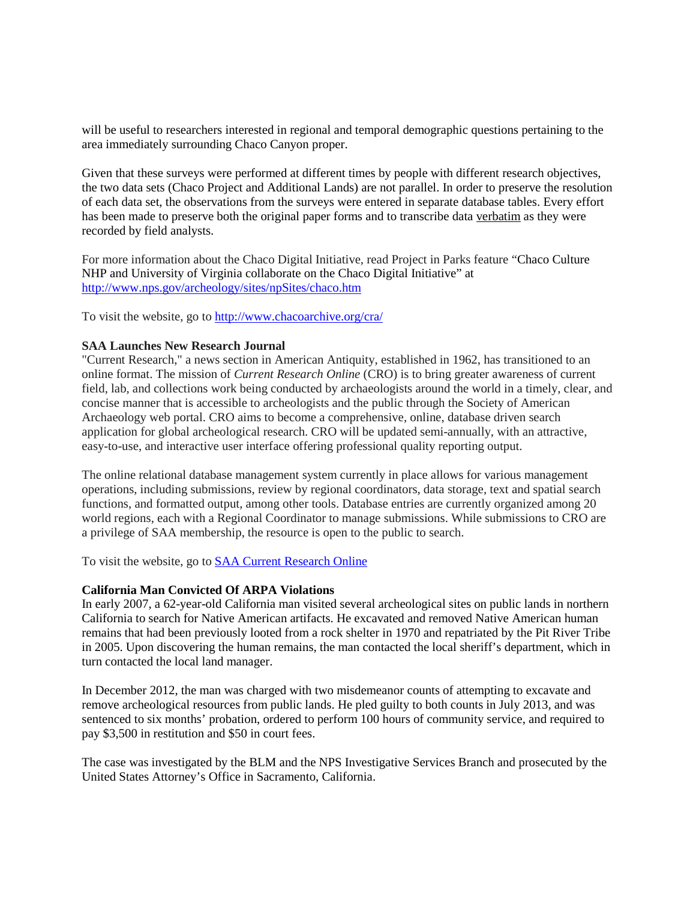will be useful to researchers interested in regional and temporal demographic questions pertaining to the area immediately surrounding Chaco Canyon proper.

Given that these surveys were performed at different times by people with different research objectives, the two data sets (Chaco Project and Additional Lands) are not parallel. In order to preserve the resolution of each data set, the observations from the surveys were entered in separate database tables. Every effort has been made to preserve both the original paper forms and to transcribe data verbatim as they were recorded by field analysts.

For more information about the Chaco Digital Initiative, read Project in Parks feature "Chaco Culture NHP and University of Virginia collaborate on the Chaco Digital Initiative" at http://www.nps.gov/archeology/sites/npSites/chaco.htm

To visit the website, go to http://www.chacoarchive.org/cra/

**SAA Launches New Research Journal**

"Current Research," a news section in American Antiquity, established in 1962, has transitioned to an online format. The mission of *Current Research Online* (CRO) is to bring greater awareness of current field, lab, and collections work being conducted by archaeologists around the world in a timely, clear, and concise manner that is accessible to archeologists and the public through the Society of American Archaeology web portal. CRO aims to become a comprehensive, online, database driven search application for global archeological research. CRO will be updated semi-annually, with an attractive, easy-to-use, and interactive user interface offering professional quality reporting output.

The online relational database management system currently in place allows for various management operations, including submissions, review by regional coordinators, data storage, text and spatial search functions, and formatted output, among other tools. Database entries are currently organized among 20 world regions, each with a Regional Coordinator to manage submissions. While submissions to CRO are a privilege of SAA membership, the resource is open to the public to search.

To visit the website, go to SAA Current Research Online

**California Man Convicted Of ARPA Violations**

In early 2007, a 62-year-old California man visited several archeological sites on public lands in northern California to search for Native American artifacts. He excavated and removed Native American human remains that had been previously looted from a rock shelter in 1970 and repatriated by the Pit River Tribe in 2005. Upon discovering the human remains, the man contacted the local sheriff's department, which in turn contacted the local land manager.

In December 2012, the man was charged with two misdemeanor counts of attempting to excavate and remove archeological resources from public lands. He pled guilty to both counts in July 2013, and was sentenced to six months' probation, ordered to perform 100 hours of community service, and required to pay $3,500 in restitution and $50 in court fees.

The case was investigated by the BLM and the NPS Investigative Services Branch and prosecuted by the United States Attorney's Office in Sacramento, California.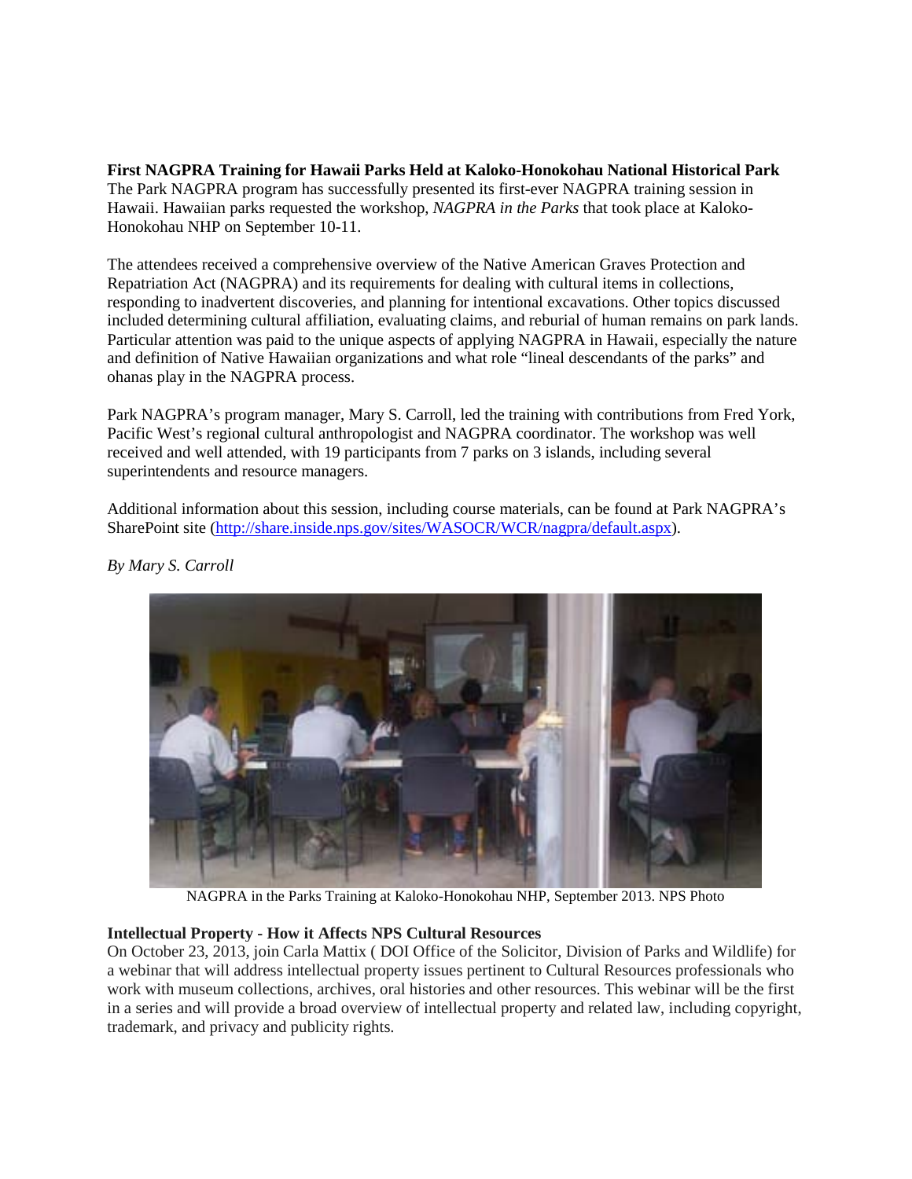**First NAGPRA Training for Hawaii Parks Held at Kaloko-Honokohau National Historical Park**
The Park NAGPRA program has successfully presented its first-ever NAGPRA training session in Hawaii. Hawaiian parks requested the workshop, *NAGPRA in the Parks* that took place at Kaloko-Honokohau NHP on September 10-11.

The attendees received a comprehensive overview of the Native American Graves Protection and Repatriation Act (NAGPRA) and its requirements for dealing with cultural items in collections, responding to inadvertent discoveries, and planning for intentional excavations. Other topics discussed included determining cultural affiliation, evaluating claims, and reburial of human remains on park lands. Particular attention was paid to the unique aspects of applying NAGPRA in Hawaii, especially the nature and definition of Native Hawaiian organizations and what role "lineal descendants of the parks" and ohanas play in the NAGPRA process.

Park NAGPRA's program manager, Mary S. Carroll, led the training with contributions from Fred York, Pacific West's regional cultural anthropologist and NAGPRA coordinator. The workshop was well received and well attended, with 19 participants from 7 parks on 3 islands, including several superintendents and resource managers.

Additional information about this session, including course materials, can be found at Park NAGPRA's SharePoint site (http://share.inside.nps.gov/sites/WASOCR/WCR/nagpra/default.aspx).

*By Mary S. Carroll*

NAGPRA in the Parks Training at Kaloko-Honokohau NHP, September 2013. NPS Photo

**Intellectual Property - How it Affects NPS Cultural Resources**
On October 23, 2013, join Carla Mattix ( DOI Office of the Solicitor, Division of Parks and Wildlife) for a webinar that will address intellectual property issues pertinent to Cultural Resources professionals who work with museum collections, archives, oral histories and other resources. This webinar will be the first in a series and will provide a broad overview of intellectual property and related law, including copyright, trademark, and privacy and publicity rights.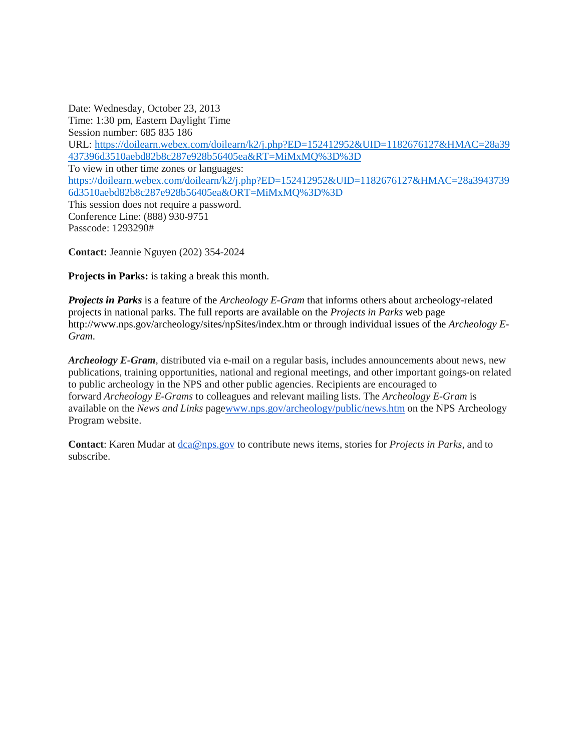Date: Wednesday, October 23, 2013
Time: 1:30 pm, Eastern Daylight Time
Session number: 685 835 186
URL: https://doilearn.webex.com/doilearn/k2/j.php?ED=152412952&UID=1182676127&HMAC=28a39437396d3510aebd82b8c287e928b56405ea&RT=MiMxMQ%3D%3D
To view in other time zones or languages:
https://doilearn.webex.com/doilearn/k2/j.php?ED=152412952&UID=1182676127&HMAC=28a39437396d3510aebd82b8c287e928b56405ea&ORT=MiMxMQ%3D%3D
This session does not require a password.
Conference Line: (888) 930-9751
Passcode: 1293290#

**Contact:** Jeannie Nguyen (202) 354-2024

**Projects in Parks:** is taking a break this month.

***Projects in Parks*** is a feature of the *Archeology E-Gram* that informs others about archeology-related projects in national parks. The full reports are available on the *Projects in Parks* web page http://www.nps.gov/archeology/sites/npSites/index.htm or through individual issues of the *Archeology E-Gram.*

***Archeology E-Gram***, distributed via e-mail on a regular basis, includes announcements about news, new publications, training opportunities, national and regional meetings, and other important goings-on related to public archeology in the NPS and other public agencies. Recipients are encouraged to forward *Archeology E-Grams* to colleagues and relevant mailing lists. The *Archeology E-Gram* is available on the *News and Links* pagewww.nps.gov/archeology/public/news.htm on the NPS Archeology Program website.

**Contact**: Karen Mudar at dca@nps.gov to contribute news items, stories for *Projects in Parks*, and to subscribe.